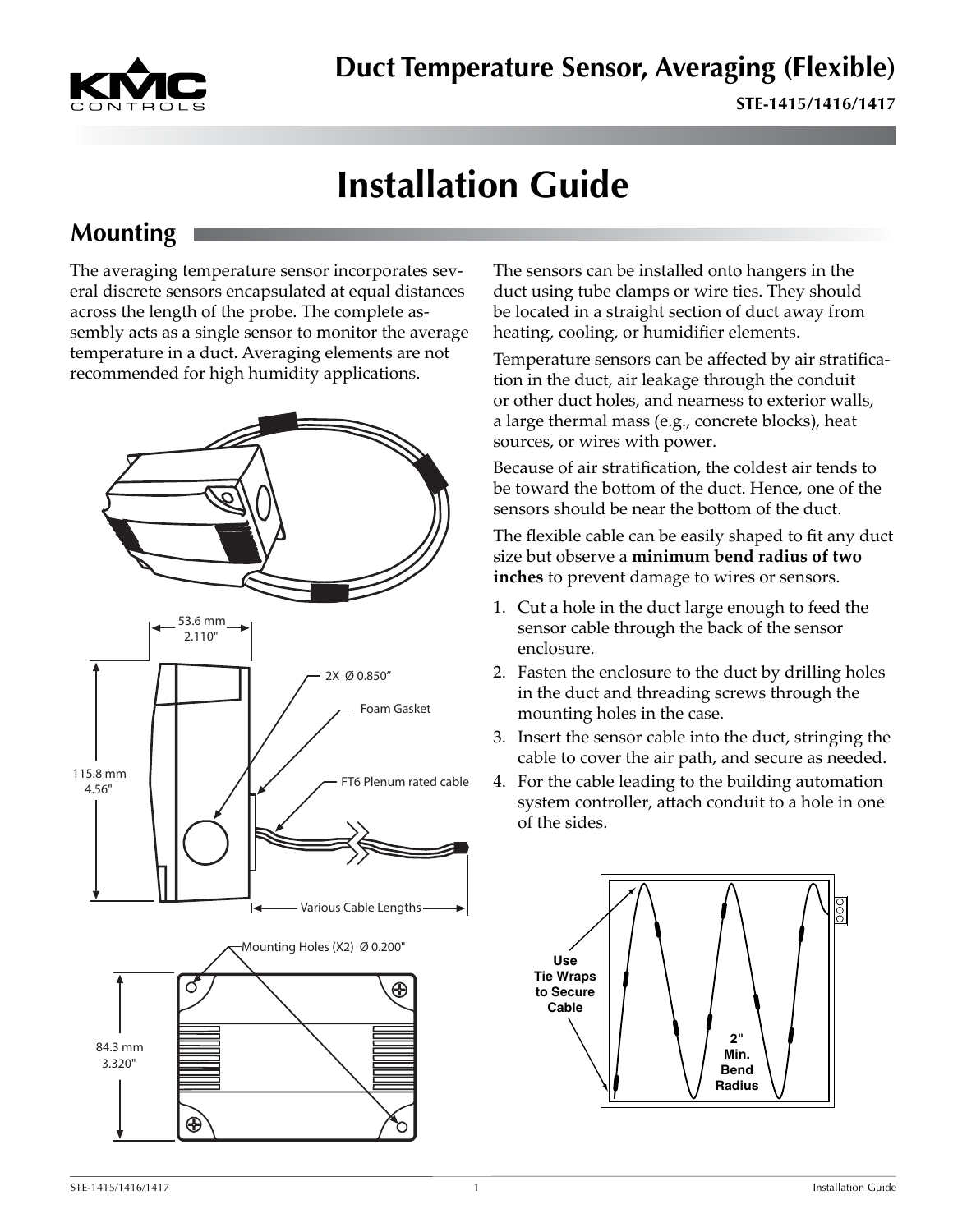# Duct Temperature Sensor, Averaging (Flexible)

**STE-1415/1416/1417**

# Installation Guide

## Mounting

The averaging temperature sensor incorporates several discrete sensors encapsulated at equal distances across the length of the probe. The complete assembly acts as a single sensor to monitor the average temperature in a duct. Averaging elements are not recommended for high humidity applications.

53.6 mm 2.110"

115.8 mm 4.56"

2X Ø 0.850”

Foam Gasket

FT6 Plenum rated cable

Various Cable Lengths

Mounting Holes (X2) Ø 0.200"

84.3 mm 3.320"

The sensors can be installed onto hangers in the duct using tube clamps or wire ties. They should be located in a straight section of duct away from heating, cooling, or humidifier elements.

Temperature sensors can be affected by air stratification in the duct, air leakage through the conduit or other duct holes, and nearness to exterior walls, a large thermal mass (e.g., concrete blocks), heat sources, or wires with power.

Because of air stratification, the coldest air tends to be toward the bottom of the duct. Hence, one of the sensors should be near the bottom of the duct.

The flexible cable can be easily shaped to fit any duct size but observe a **minimum bend radius of two inches** to prevent damage to wires or sensors.

1. Cut a hole in the duct large enough to feed the sensor cable through the back of the sensor enclosure.
2. Fasten the enclosure to the duct by drilling holes in the duct and threading screws through the mounting holes in the case.
3. Insert the sensor cable into the duct, stringing the cable to cover the air path, and secure as needed.
4. For the cable leading to the building automation system controller, attach conduit to a hole in one of the sides.

Use Tie Wraps to Secure Cable

2" Min. Bend Radius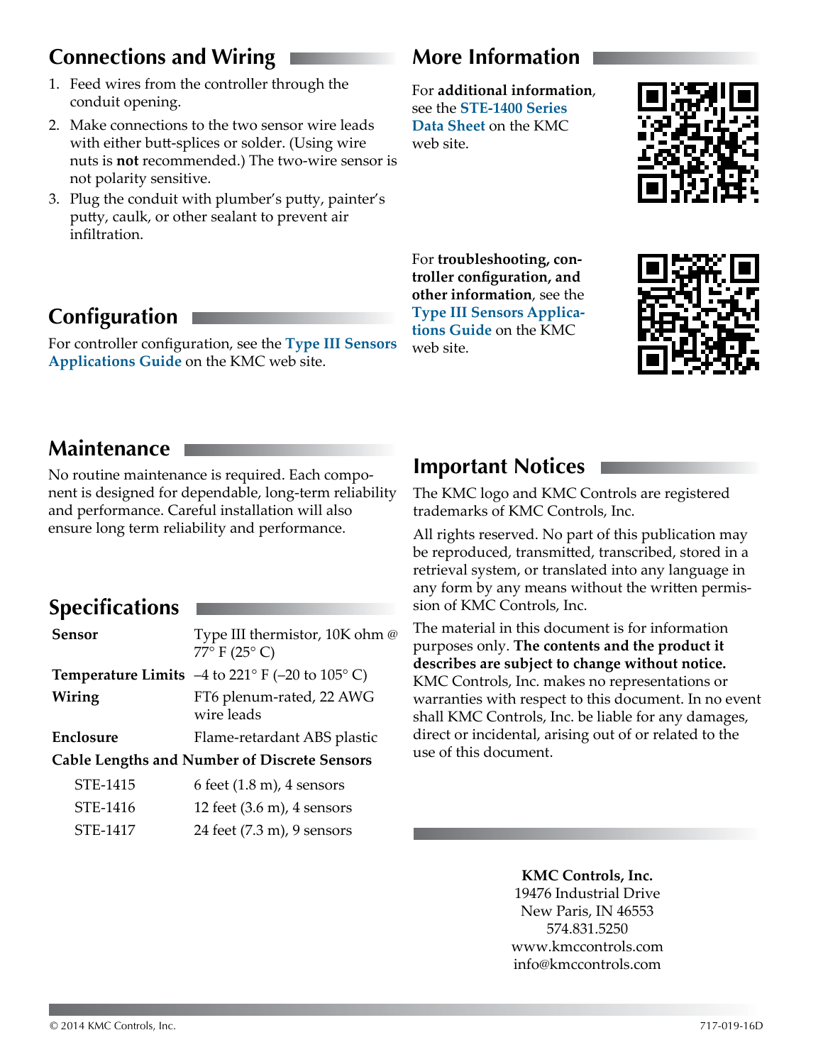## Connections and Wiring

1. Feed wires from the controller through the conduit opening.
2. Make connections to the two sensor wire leads with either butt-splices or solder. (Using wire nuts is **not** recommended.) The two-wire sensor is not polarity sensitive.
3. Plug the conduit with plumber's putty, painter's putty, caulk, or other sealant to prevent air infiltration.

## Configuration

For controller configuration, see the **Type III Sensors Applications Guide** on the KMC web site.

## Maintenance

No routine maintenance is required. Each component is designed for dependable, long-term reliability and performance. Careful installation will also ensure long term reliability and performance.

## Specifications

| | |
|---|---|
| **Sensor** | Type III thermistor, 10K ohm @ 77° F (25° C) |
| **Temperature Limits** | –4 to 221° F (–20 to 105° C) |
| **Wiring** | FT6 plenum-rated, 22 AWG wire leads |
| **Enclosure** | Flame-retardant ABS plastic |

**Cable Lengths and Number of Discrete Sensors**

| | |
|---|---|
| STE-1415 | 6 feet (1.8 m), 4 sensors |
| STE-1416 | 12 feet (3.6 m), 4 sensors |
| STE-1417 | 24 feet (7.3 m), 9 sensors |

## More Information

For **additional information**, see the **STE-1400 Series Data Sheet** on the KMC web site.

For **troubleshooting, controller configuration, and other information**, see the **Type III Sensors Applications Guide** on the KMC web site.

## Important Notices

The KMC logo and KMC Controls are registered trademarks of KMC Controls, Inc.

All rights reserved. No part of this publication may be reproduced, transmitted, transcribed, stored in a retrieval system, or translated into any language in any form by any means without the written permission of KMC Controls, Inc.

The material in this document is for information purposes only. **The contents and the product it describes are subject to change without notice.** KMC Controls, Inc. makes no representations or warranties with respect to this document. In no event shall KMC Controls, Inc. be liable for any damages, direct or incidental, arising out of or related to the use of this document.

**KMC Controls, Inc.**
19476 Industrial Drive
New Paris, IN 46553
574.831.5250
www.kmccontrols.com
info@kmccontrols.com

© 2014 KMC Controls, Inc.

717-019-16D